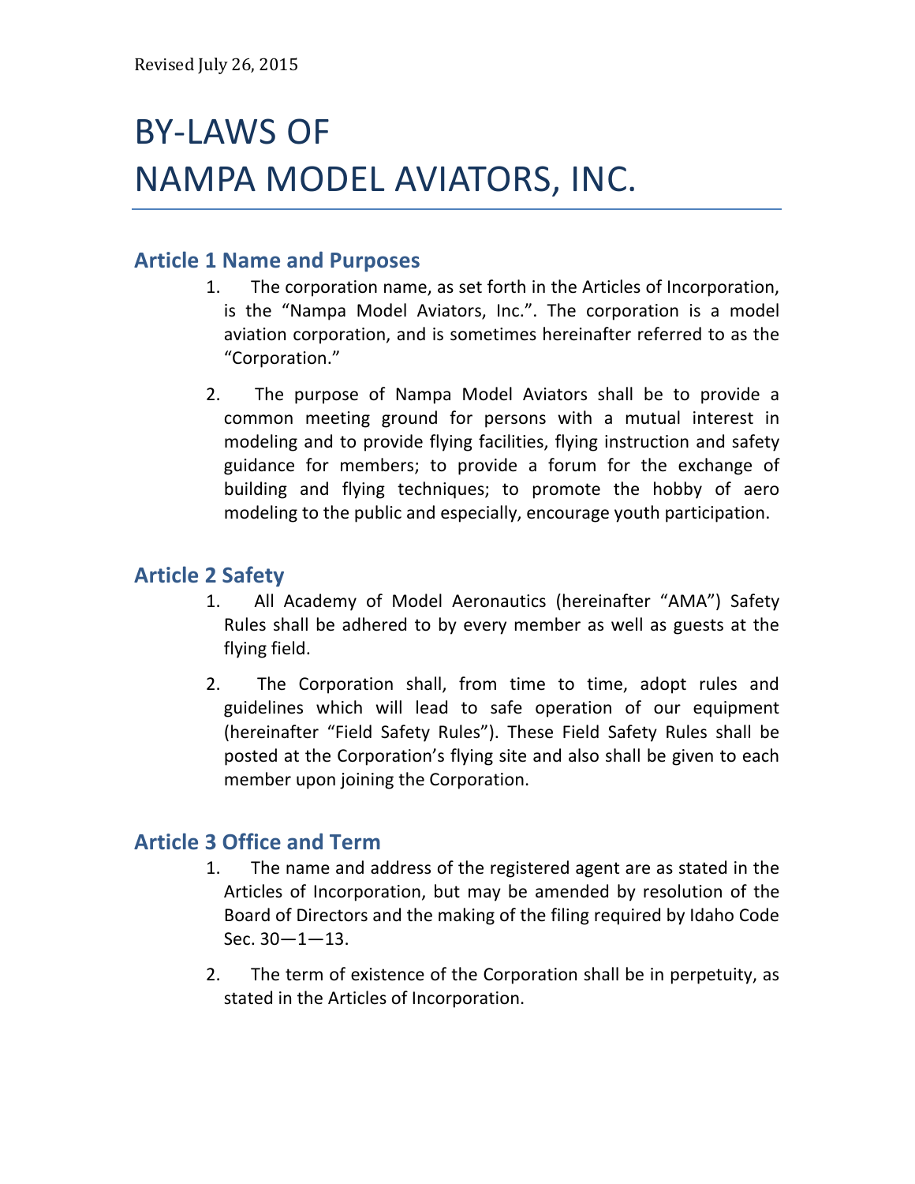Revised July 26, 2015

# BY-LAWS OF NAMPA MODEL AVIATORS, INC.

## Article 1 Name and Purposes

1. The corporation name, as set forth in the Articles of Incorporation, is the "Nampa Model Aviators, Inc.". The corporation is a model aviation corporation, and is sometimes hereinafter referred to as the "Corporation."

2. The purpose of Nampa Model Aviators shall be to provide a common meeting ground for persons with a mutual interest in modeling and to provide flying facilities, flying instruction and safety guidance for members; to provide a forum for the exchange of building and flying techniques; to promote the hobby of aero modeling to the public and especially, encourage youth participation.

## Article 2 Safety

1. All Academy of Model Aeronautics (hereinafter "AMA") Safety Rules shall be adhered to by every member as well as guests at the flying field.

2. The Corporation shall, from time to time, adopt rules and guidelines which will lead to safe operation of our equipment (hereinafter "Field Safety Rules"). These Field Safety Rules shall be posted at the Corporation's flying site and also shall be given to each member upon joining the Corporation.

## Article 3 Office and Term

1. The name and address of the registered agent are as stated in the Articles of Incorporation, but may be amended by resolution of the Board of Directors and the making of the filing required by Idaho Code Sec. 30—1—13.

2. The term of existence of the Corporation shall be in perpetuity, as stated in the Articles of Incorporation.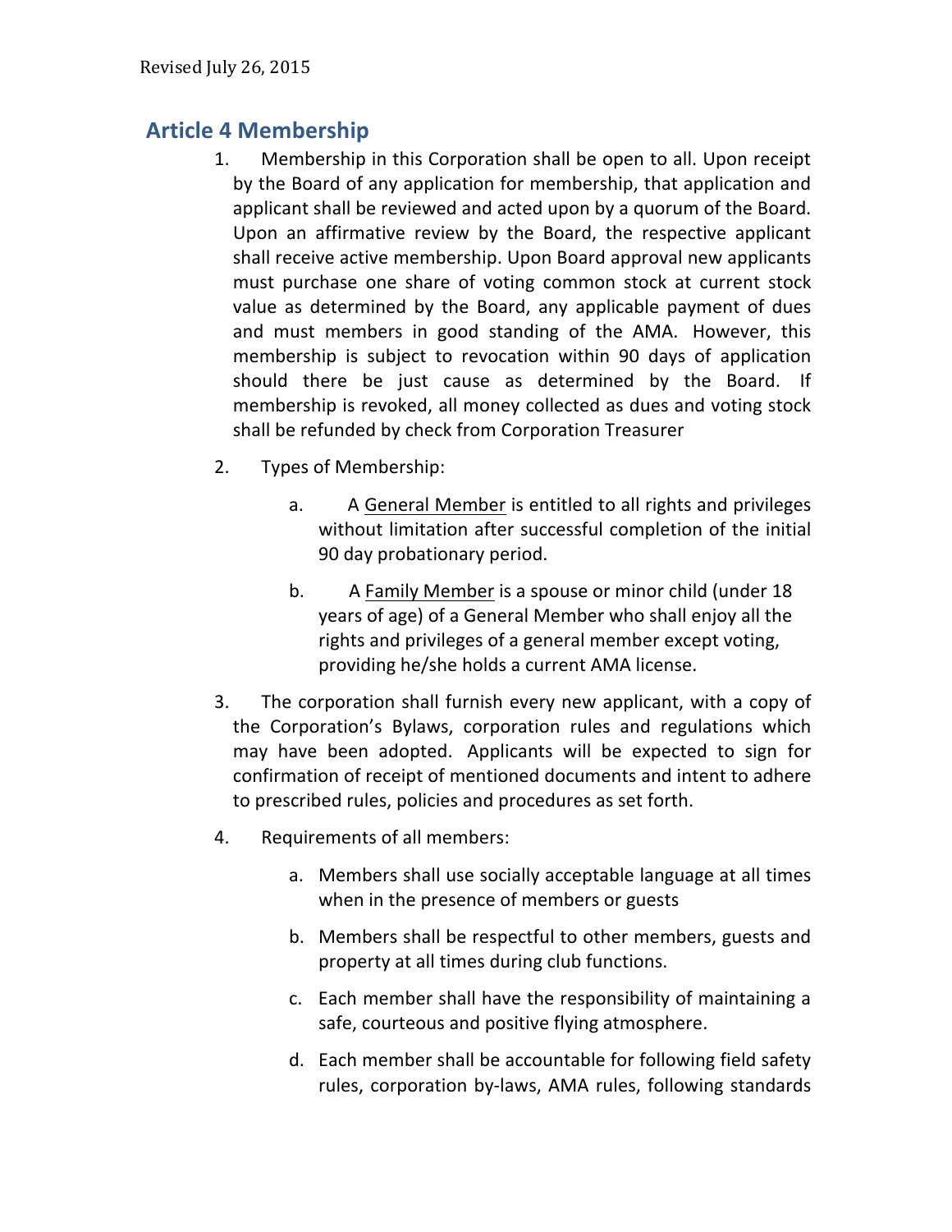## Article 4 Membership

1. Membership in this Corporation shall be open to all. Upon receipt by the Board of any application for membership, that application and applicant shall be reviewed and acted upon by a quorum of the Board. Upon an affirmative review by the Board, the respective applicant shall receive active membership. Upon Board approval new applicants must purchase one share of voting common stock at current stock value as determined by the Board, any applicable payment of dues and must members in good standing of the AMA. However, this membership is subject to revocation within 90 days of application should there be just cause as determined by the Board. If membership is revoked, all money collected as dues and voting stock shall be refunded by check from Corporation Treasurer

2. Types of Membership:

   a. A <u>General Member</u> is entitled to all rights and privileges without limitation after successful completion of the initial 90 day probationary period.

   b. A <u>Family Member</u> is a spouse or minor child (under 18 years of age) of a General Member who shall enjoy all the rights and privileges of a general member except voting, providing he/she holds a current AMA license.

3. The corporation shall furnish every new applicant, with a copy of the Corporation's Bylaws, corporation rules and regulations which may have been adopted. Applicants will be expected to sign for confirmation of receipt of mentioned documents and intent to adhere to prescribed rules, policies and procedures as set forth.

4. Requirements of all members:

   a. Members shall use socially acceptable language at all times when in the presence of members or guests

   b. Members shall be respectful to other members, guests and property at all times during club functions.

   c. Each member shall have the responsibility of maintaining a safe, courteous and positive flying atmosphere.

   d. Each member shall be accountable for following field safety rules, corporation by-laws, AMA rules, following standards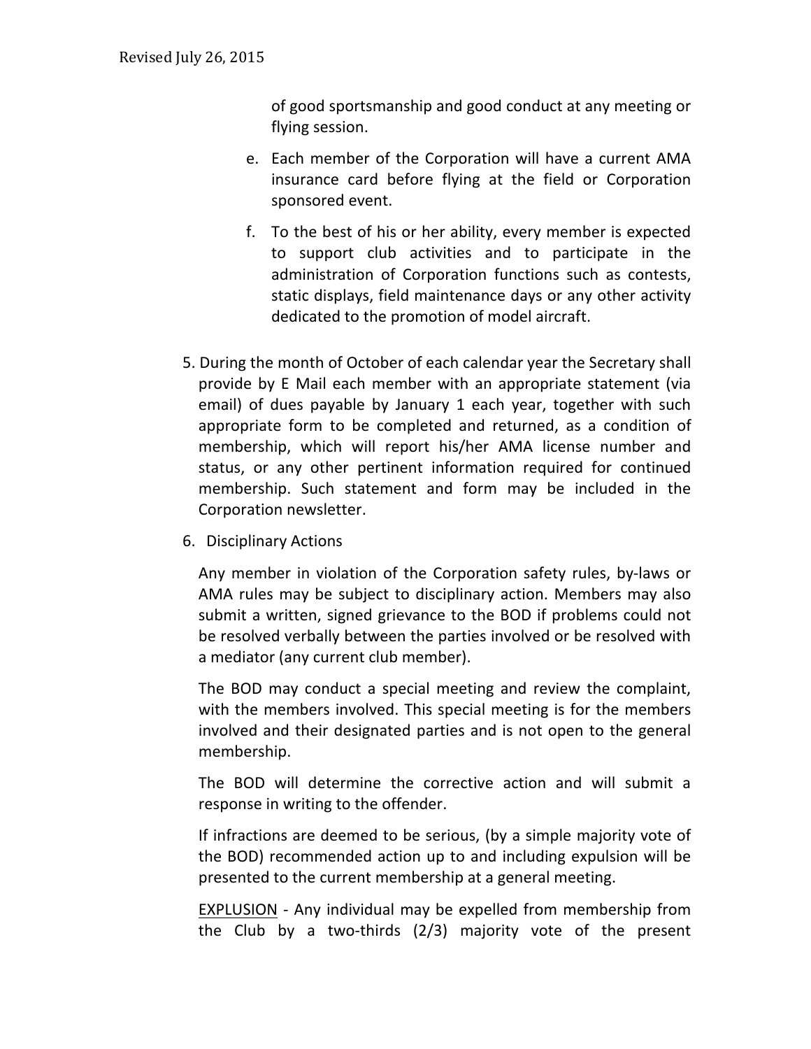of good sportsmanship and good conduct at any meeting or flying session.

e. Each member of the Corporation will have a current AMA insurance card before flying at the field or Corporation sponsored event.

f. To the best of his or her ability, every member is expected to support club activities and to participate in the administration of Corporation functions such as contests, static displays, field maintenance days or any other activity dedicated to the promotion of model aircraft.

5. During the month of October of each calendar year the Secretary shall provide by E Mail each member with an appropriate statement (via email) of dues payable by January 1 each year, together with such appropriate form to be completed and returned, as a condition of membership, which will report his/her AMA license number and status, or any other pertinent information required for continued membership. Such statement and form may be included in the Corporation newsletter.

6. Disciplinary Actions

   Any member in violation of the Corporation safety rules, by-laws or AMA rules may be subject to disciplinary action. Members may also submit a written, signed grievance to the BOD if problems could not be resolved verbally between the parties involved or be resolved with a mediator (any current club member).

   The BOD may conduct a special meeting and review the complaint, with the members involved. This special meeting is for the members involved and their designated parties and is not open to the general membership.

   The BOD will determine the corrective action and will submit a response in writing to the offender.

   If infractions are deemed to be serious, (by a simple majority vote of the BOD) recommended action up to and including expulsion will be presented to the current membership at a general meeting.

   <u>EXPLUSION</u> - Any individual may be expelled from membership from the Club by a two-thirds (2/3) majority vote of the present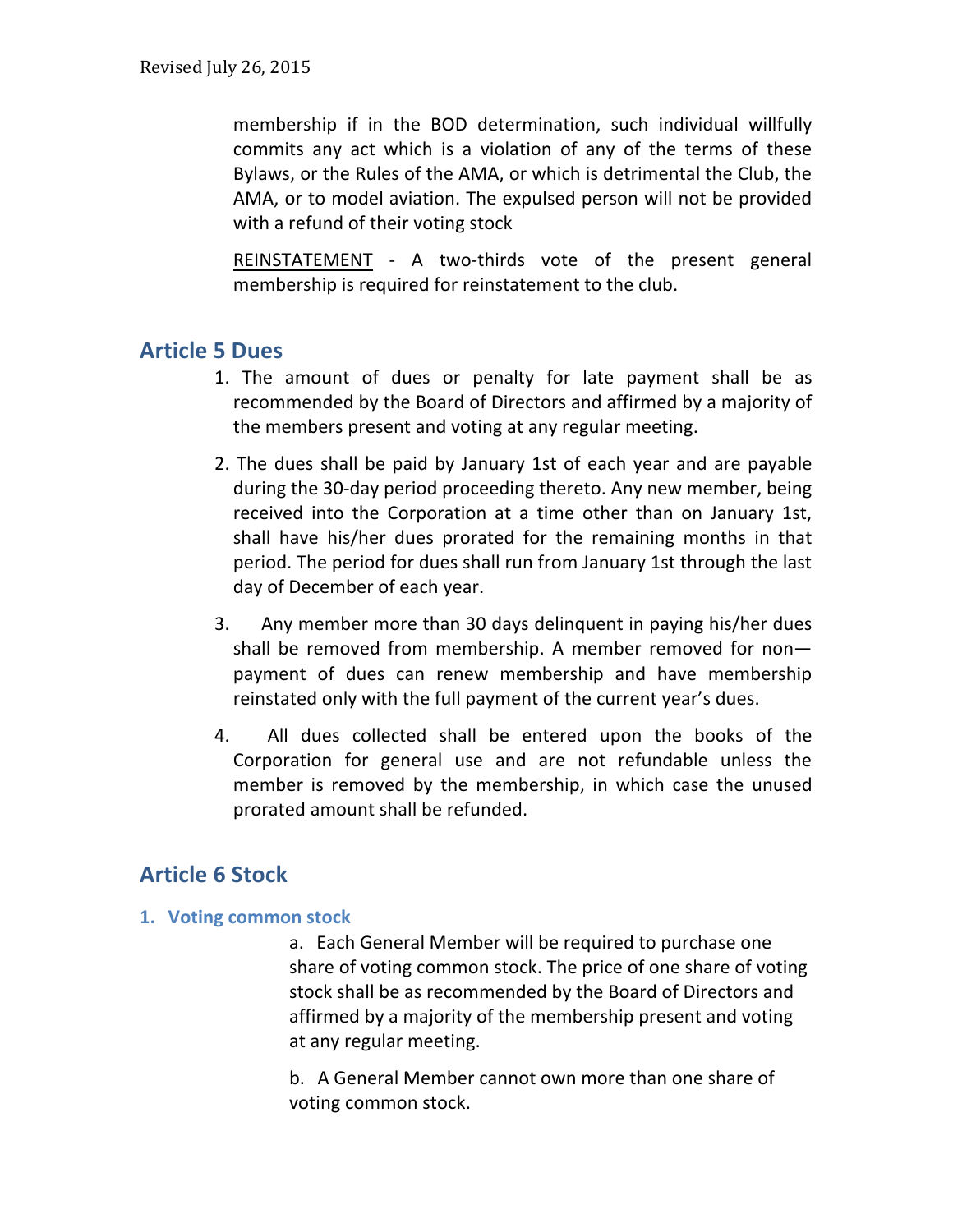membership if in the BOD determination, such individual willfully commits any act which is a violation of any of the terms of these Bylaws, or the Rules of the AMA, or which is detrimental the Club, the AMA, or to model aviation. The expulsed person will not be provided with a refund of their voting stock

REINSTATEMENT - A two-thirds vote of the present general membership is required for reinstatement to the club.

## Article 5 Dues

1. The amount of dues or penalty for late payment shall be as recommended by the Board of Directors and affirmed by a majority of the members present and voting at any regular meeting.
2. The dues shall be paid by January 1st of each year and are payable during the 30-day period proceeding thereto. Any new member, being received into the Corporation at a time other than on January 1st, shall have his/her dues prorated for the remaining months in that period. The period for dues shall run from January 1st through the last day of December of each year.
3. Any member more than 30 days delinquent in paying his/her dues shall be removed from membership. A member removed for non—payment of dues can renew membership and have membership reinstated only with the full payment of the current year's dues.
4. All dues collected shall be entered upon the books of the Corporation for general use and are not refundable unless the member is removed by the membership, in which case the unused prorated amount shall be refunded.

## Article 6 Stock

### 1. Voting common stock

a. Each General Member will be required to purchase one share of voting common stock. The price of one share of voting stock shall be as recommended by the Board of Directors and affirmed by a majority of the membership present and voting at any regular meeting.

b. A General Member cannot own more than one share of voting common stock.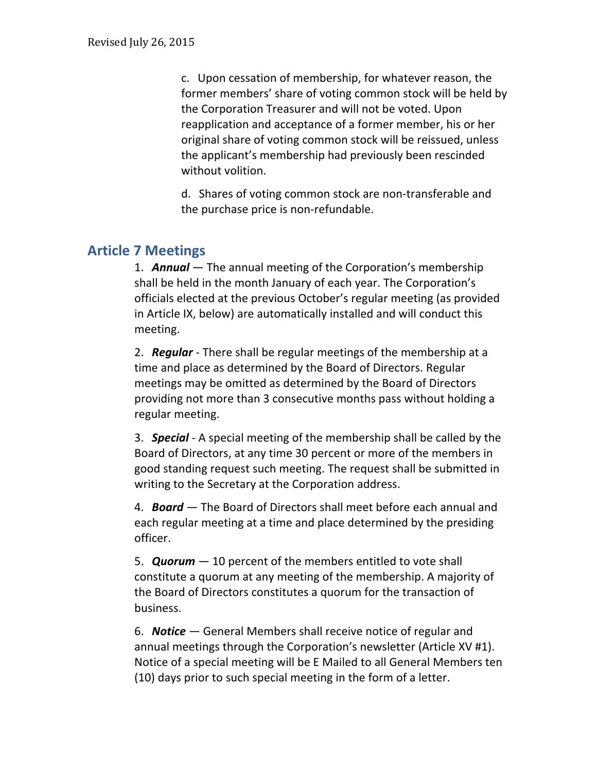c. Upon cessation of membership, for whatever reason, the former members' share of voting common stock will be held by the Corporation Treasurer and will not be voted. Upon reapplication and acceptance of a former member, his or her original share of voting common stock will be reissued, unless the applicant's membership had previously been rescinded without volition.

d. Shares of voting common stock are non-transferable and the purchase price is non-refundable.

## Article 7 Meetings

1. ***Annual*** — The annual meeting of the Corporation's membership shall be held in the month January of each year. The Corporation's officials elected at the previous October's regular meeting (as provided in Article IX, below) are automatically installed and will conduct this meeting.

2. ***Regular*** - There shall be regular meetings of the membership at a time and place as determined by the Board of Directors. Regular meetings may be omitted as determined by the Board of Directors providing not more than 3 consecutive months pass without holding a regular meeting.

3. ***Special*** - A special meeting of the membership shall be called by the Board of Directors, at any time 30 percent or more of the members in good standing request such meeting. The request shall be submitted in writing to the Secretary at the Corporation address.

4. ***Board*** — The Board of Directors shall meet before each annual and each regular meeting at a time and place determined by the presiding officer.

5. ***Quorum*** — 10 percent of the members entitled to vote shall constitute a quorum at any meeting of the membership. A majority of the Board of Directors constitutes a quorum for the transaction of business.

6. ***Notice*** — General Members shall receive notice of regular and annual meetings through the Corporation's newsletter (Article XV #1). Notice of a special meeting will be E Mailed to all General Members ten (10) days prior to such special meeting in the form of a letter.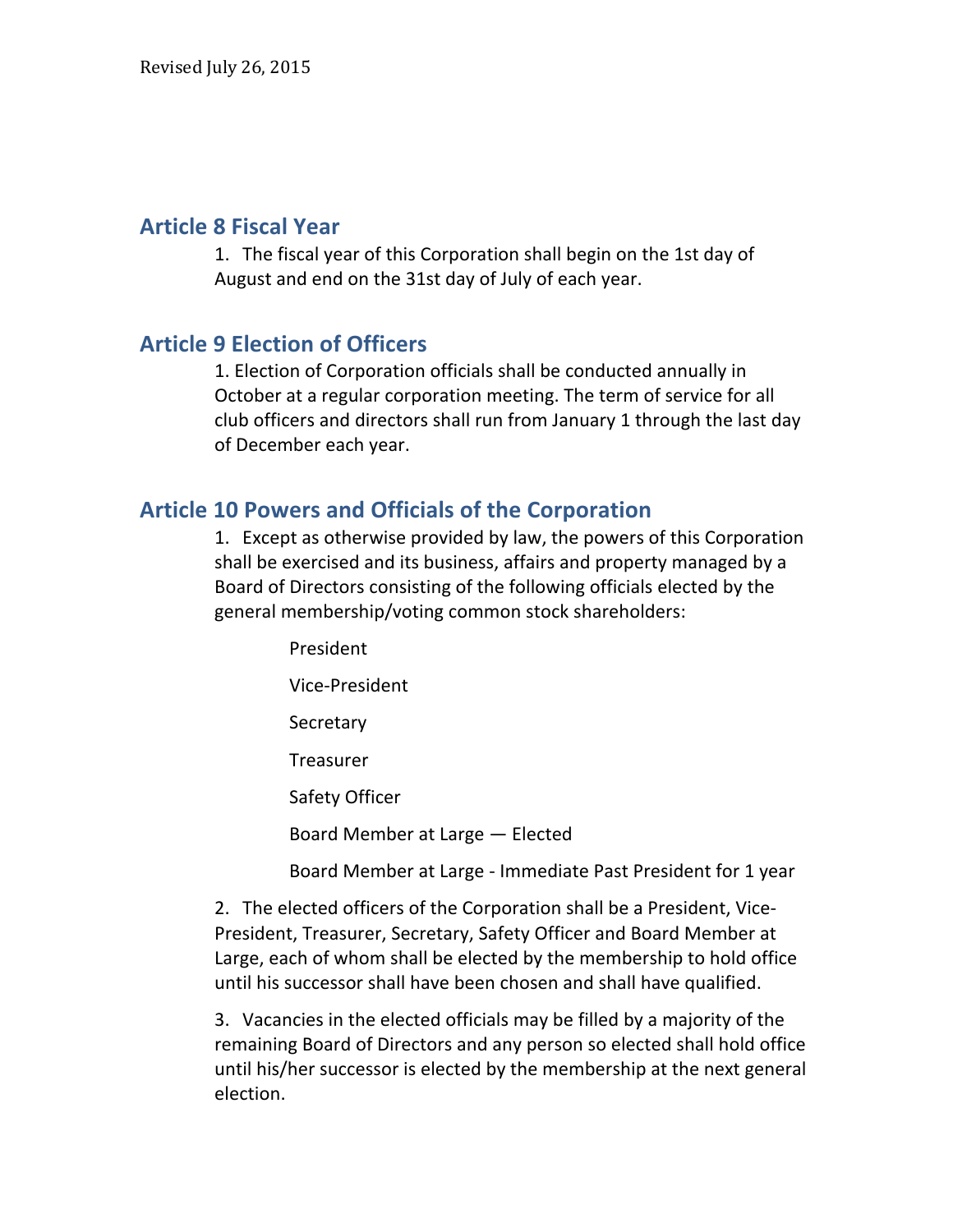## Article 8 Fiscal Year

1. The fiscal year of this Corporation shall begin on the 1st day of August and end on the 31st day of July of each year.

## Article 9 Election of Officers

1. Election of Corporation officials shall be conducted annually in October at a regular corporation meeting. The term of service for all club officers and directors shall run from January 1 through the last day of December each year.

## Article 10 Powers and Officials of the Corporation

1. Except as otherwise provided by law, the powers of this Corporation shall be exercised and its business, affairs and property managed by a Board of Directors consisting of the following officials elected by the general membership/voting common stock shareholders:

   President

   Vice-President

   Secretary

   Treasurer

   Safety Officer

   Board Member at Large — Elected

   Board Member at Large - Immediate Past President for 1 year

2. The elected officers of the Corporation shall be a President, Vice-President, Treasurer, Secretary, Safety Officer and Board Member at Large, each of whom shall be elected by the membership to hold office until his successor shall have been chosen and shall have qualified.

3. Vacancies in the elected officials may be filled by a majority of the remaining Board of Directors and any person so elected shall hold office until his/her successor is elected by the membership at the next general election.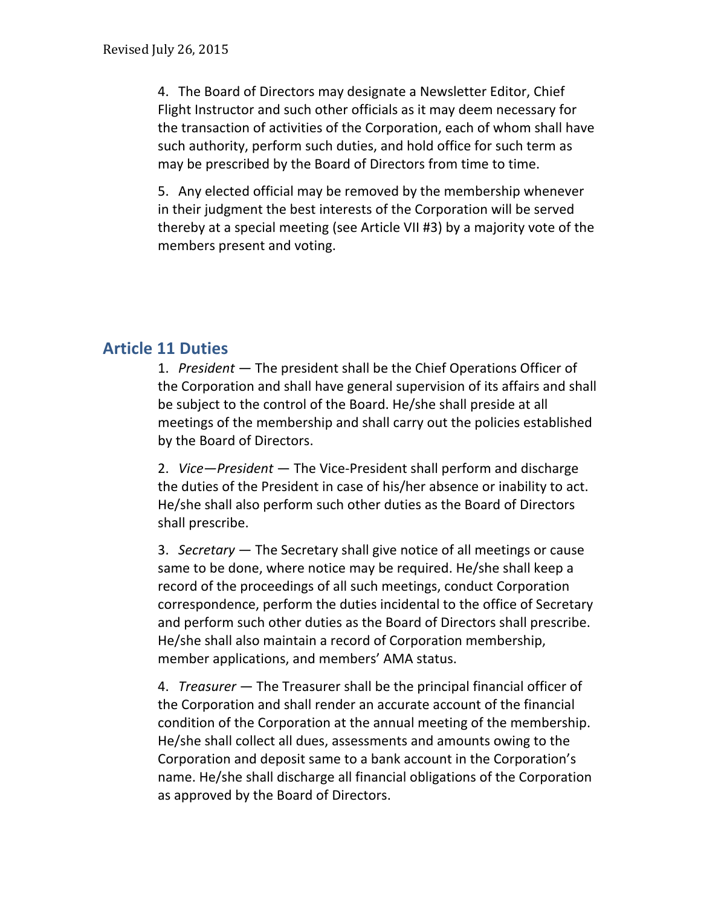4. The Board of Directors may designate a Newsletter Editor, Chief Flight Instructor and such other officials as it may deem necessary for the transaction of activities of the Corporation, each of whom shall have such authority, perform such duties, and hold office for such term as may be prescribed by the Board of Directors from time to time.

5. Any elected official may be removed by the membership whenever in their judgment the best interests of the Corporation will be served thereby at a special meeting (see Article VII #3) by a majority vote of the members present and voting.

## Article 11 Duties

1. *President* — The president shall be the Chief Operations Officer of the Corporation and shall have general supervision of its affairs and shall be subject to the control of the Board. He/she shall preside at all meetings of the membership and shall carry out the policies established by the Board of Directors.

2. *Vice—President* — The Vice-President shall perform and discharge the duties of the President in case of his/her absence or inability to act. He/she shall also perform such other duties as the Board of Directors shall prescribe.

3. *Secretary* — The Secretary shall give notice of all meetings or cause same to be done, where notice may be required. He/she shall keep a record of the proceedings of all such meetings, conduct Corporation correspondence, perform the duties incidental to the office of Secretary and perform such other duties as the Board of Directors shall prescribe. He/she shall also maintain a record of Corporation membership, member applications, and members' AMA status.

4. *Treasurer* — The Treasurer shall be the principal financial officer of the Corporation and shall render an accurate account of the financial condition of the Corporation at the annual meeting of the membership. He/she shall collect all dues, assessments and amounts owing to the Corporation and deposit same to a bank account in the Corporation's name. He/she shall discharge all financial obligations of the Corporation as approved by the Board of Directors.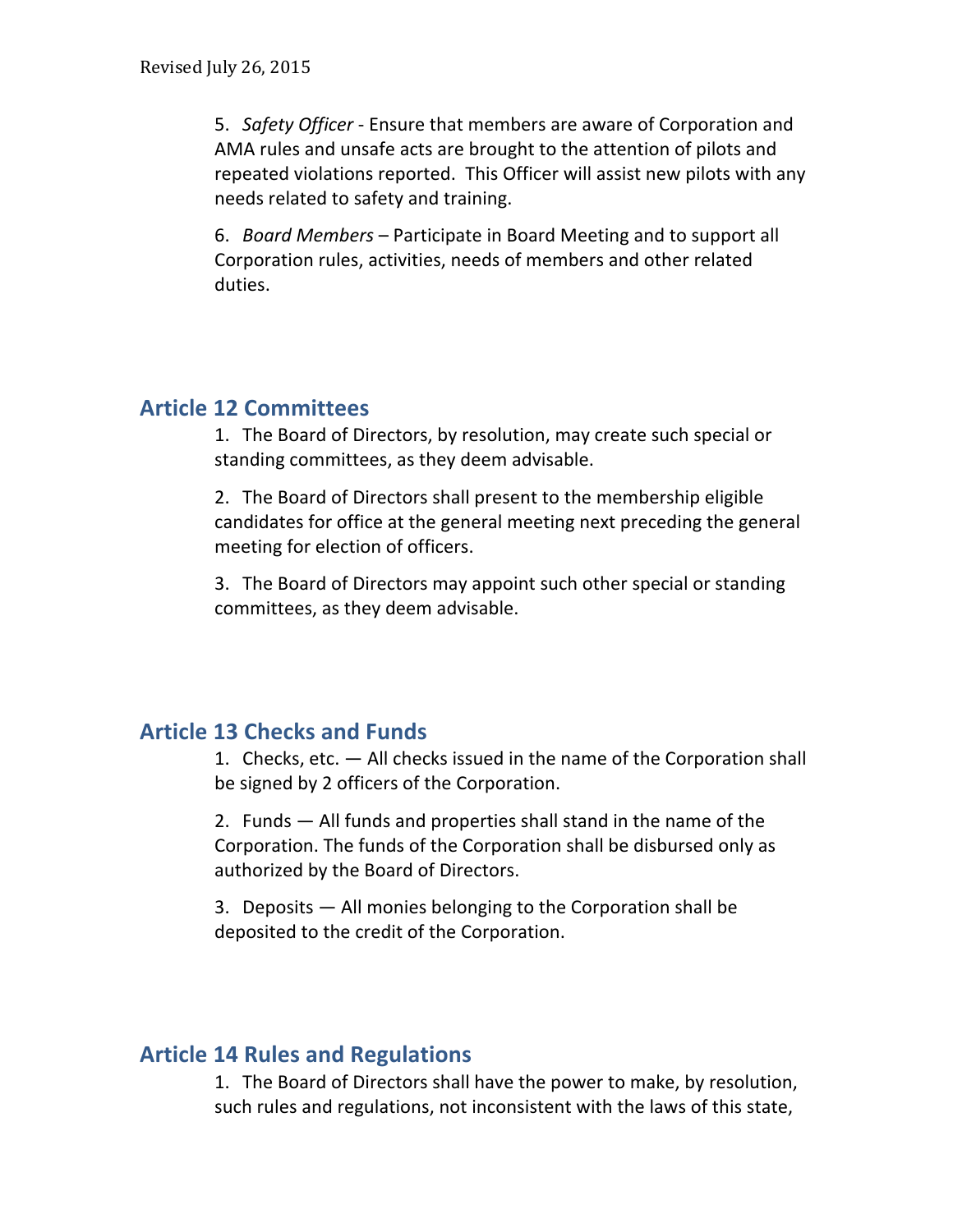5. *Safety Officer* - Ensure that members are aware of Corporation and AMA rules and unsafe acts are brought to the attention of pilots and repeated violations reported. This Officer will assist new pilots with any needs related to safety and training.

6. *Board Members* – Participate in Board Meeting and to support all Corporation rules, activities, needs of members and other related duties.

## Article 12 Committees

1. The Board of Directors, by resolution, may create such special or standing committees, as they deem advisable.

2. The Board of Directors shall present to the membership eligible candidates for office at the general meeting next preceding the general meeting for election of officers.

3. The Board of Directors may appoint such other special or standing committees, as they deem advisable.

## Article 13 Checks and Funds

1. Checks, etc. — All checks issued in the name of the Corporation shall be signed by 2 officers of the Corporation.

2. Funds — All funds and properties shall stand in the name of the Corporation. The funds of the Corporation shall be disbursed only as authorized by the Board of Directors.

3. Deposits — All monies belonging to the Corporation shall be deposited to the credit of the Corporation.

## Article 14 Rules and Regulations

1. The Board of Directors shall have the power to make, by resolution, such rules and regulations, not inconsistent with the laws of this state,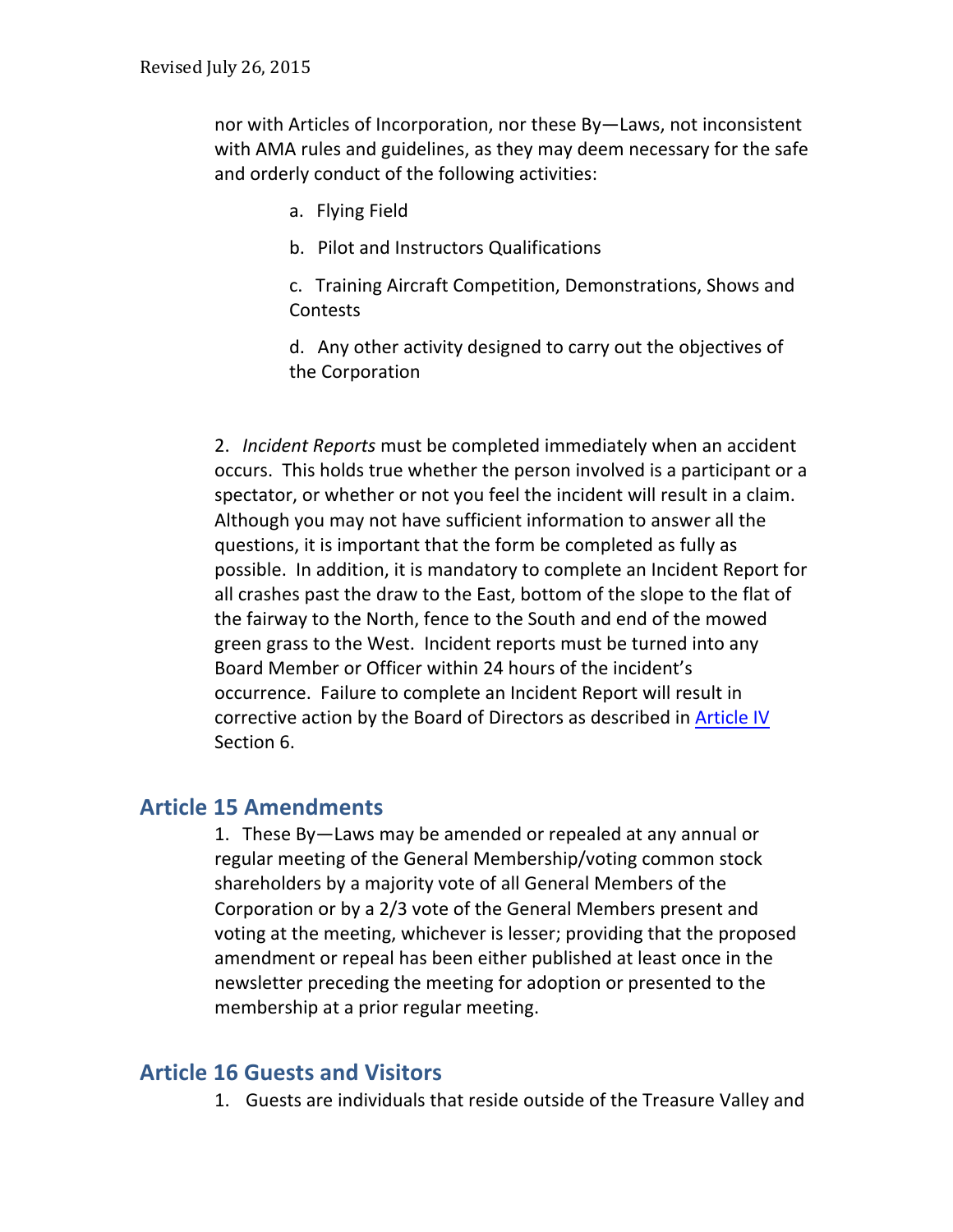nor with Articles of Incorporation, nor these By—Laws, not inconsistent with AMA rules and guidelines, as they may deem necessary for the safe and orderly conduct of the following activities:

a. Flying Field

b. Pilot and Instructors Qualifications

c. Training Aircraft Competition, Demonstrations, Shows and Contests

d. Any other activity designed to carry out the objectives of the Corporation

2. *Incident Reports* must be completed immediately when an accident occurs. This holds true whether the person involved is a participant or a spectator, or whether or not you feel the incident will result in a claim. Although you may not have sufficient information to answer all the questions, it is important that the form be completed as fully as possible. In addition, it is mandatory to complete an Incident Report for all crashes past the draw to the East, bottom of the slope to the flat of the fairway to the North, fence to the South and end of the mowed green grass to the West. Incident reports must be turned into any Board Member or Officer within 24 hours of the incident's occurrence. Failure to complete an Incident Report will result in corrective action by the Board of Directors as described in Article IV Section 6.

## Article 15 Amendments

1. These By—Laws may be amended or repealed at any annual or regular meeting of the General Membership/voting common stock shareholders by a majority vote of all General Members of the Corporation or by a 2/3 vote of the General Members present and voting at the meeting, whichever is lesser; providing that the proposed amendment or repeal has been either published at least once in the newsletter preceding the meeting for adoption or presented to the membership at a prior regular meeting.

## Article 16 Guests and Visitors

1. Guests are individuals that reside outside of the Treasure Valley and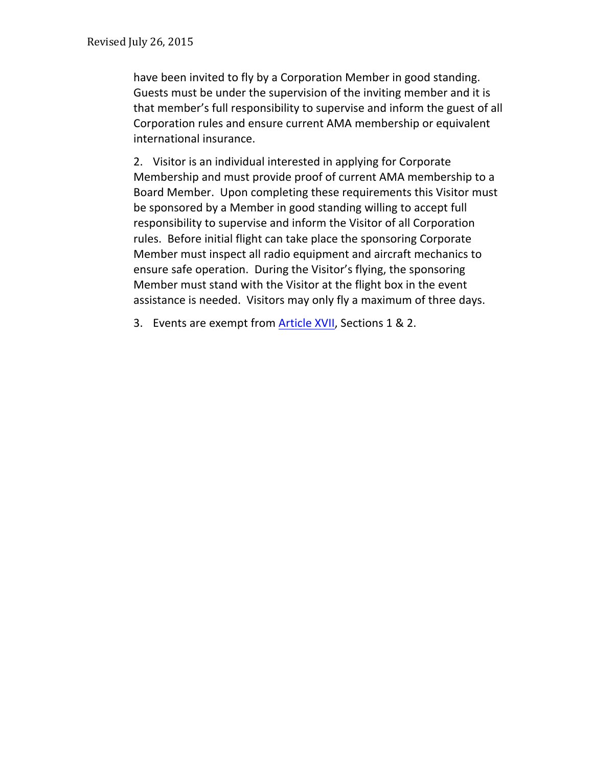have been invited to fly by a Corporation Member in good standing. Guests must be under the supervision of the inviting member and it is that member's full responsibility to supervise and inform the guest of all Corporation rules and ensure current AMA membership or equivalent international insurance.

2. Visitor is an individual interested in applying for Corporate Membership and must provide proof of current AMA membership to a Board Member. Upon completing these requirements this Visitor must be sponsored by a Member in good standing willing to accept full responsibility to supervise and inform the Visitor of all Corporation rules. Before initial flight can take place the sponsoring Corporate Member must inspect all radio equipment and aircraft mechanics to ensure safe operation. During the Visitor's flying, the sponsoring Member must stand with the Visitor at the flight box in the event assistance is needed. Visitors may only fly a maximum of three days.

3. Events are exempt from Article XVII, Sections 1 & 2.